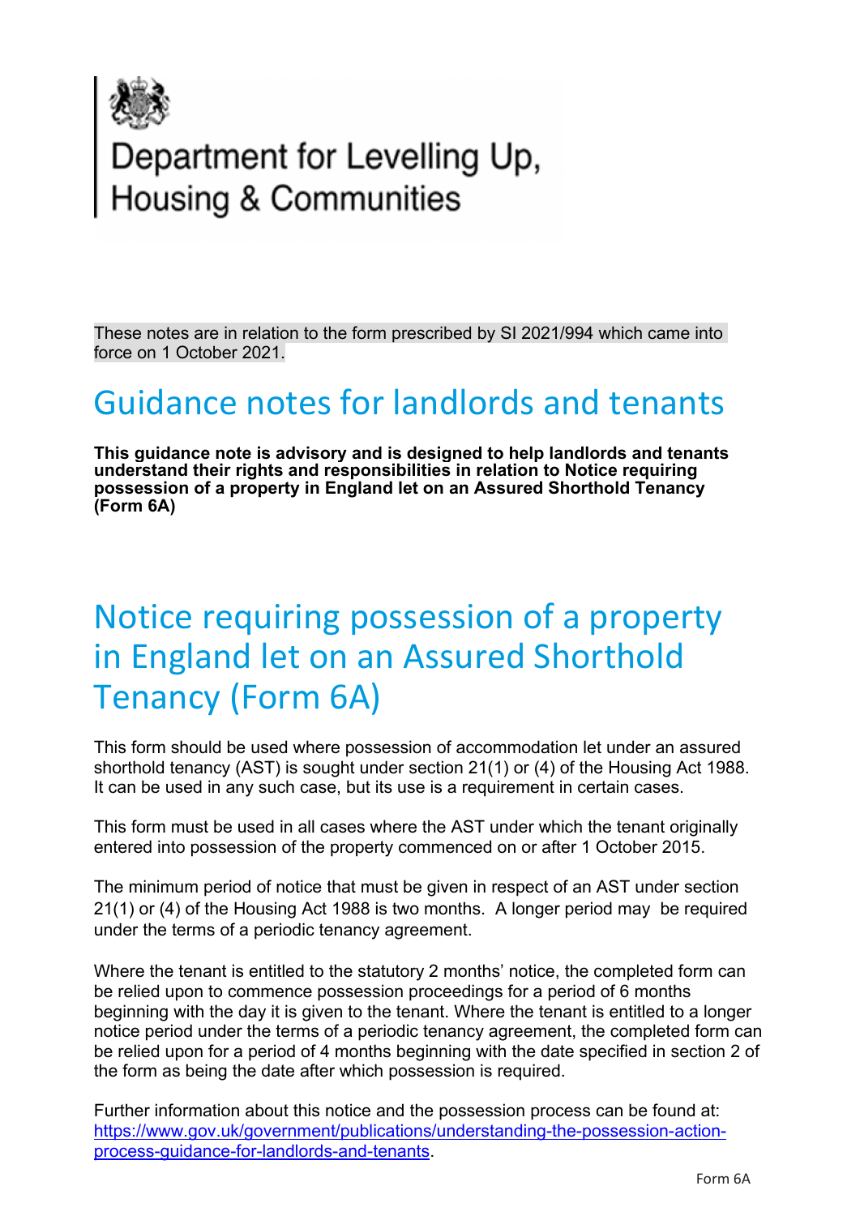Department for Levelling Up, Housing & Communities

These notes are in relation to the form prescribed by SI 2021/994 which came into force on 1 October 2021.

# Guidance notes for landlords and tenants

**This guidance note is advisory and is designed to help landlords and tenants understand their rights and responsibilities in relation to Notice requiring possession of a property in England let on an Assured Shorthold Tenancy (Form 6A)**

# Notice requiring possession of a property in England let on an Assured Shorthold Tenancy (Form 6A)

This form should be used where possession of accommodation let under an assured shorthold tenancy (AST) is sought under section 21(1) or (4) of the Housing Act 1988. It can be used in any such case, but its use is a requirement in certain cases.

This form must be used in all cases where the AST under which the tenant originally entered into possession of the property commenced on or after 1 October 2015.

The minimum period of notice that must be given in respect of an AST under section 21(1) or (4) of the Housing Act 1988 is two months. A longer period may be required under the terms of a periodic tenancy agreement.

Where the tenant is entitled to the statutory 2 months' notice, the completed form can be relied upon to commence possession proceedings for a period of 6 months beginning with the day it is given to the tenant. Where the tenant is entitled to a longer notice period under the terms of a periodic tenancy agreement, the completed form can be relied upon for a period of 4 months beginning with the date specified in section 2 of the form as being the date after which possession is required.

Further information about this notice and the possession process can be found at: [https://www.gov.uk/government/publications/understanding-the-possession-action-process-guidance-for-landlords-and-tenants](https://www.gov.uk/government/publications/understanding-the-possession-action-process-guidance-for-landlords-and-tenants).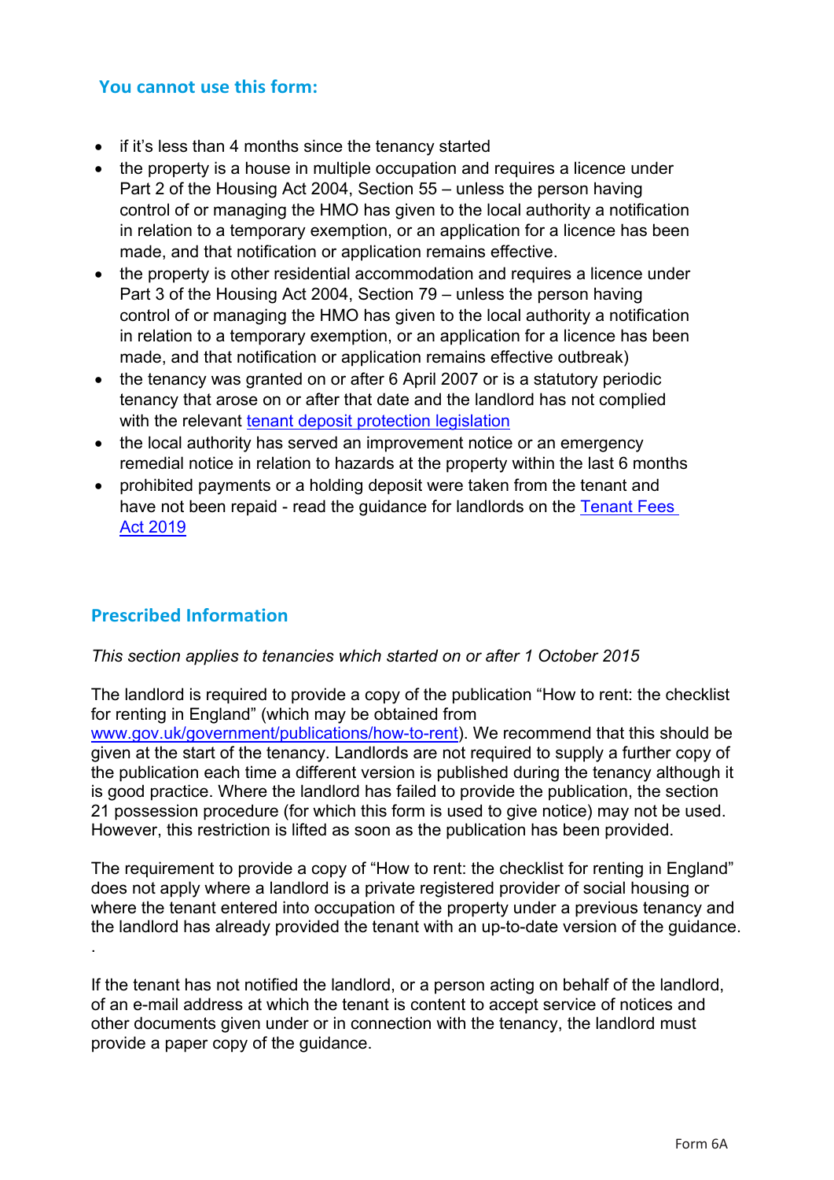## You cannot use this form:

- if it's less than 4 months since the tenancy started
- the property is a house in multiple occupation and requires a licence under Part 2 of the Housing Act 2004, Section 55 – unless the person having control of or managing the HMO has given to the local authority a notification in relation to a temporary exemption, or an application for a licence has been made, and that notification or application remains effective.
- the property is other residential accommodation and requires a licence under Part 3 of the Housing Act 2004, Section 79 – unless the person having control of or managing the HMO has given to the local authority a notification in relation to a temporary exemption, or an application for a licence has been made, and that notification or application remains effective outbreak)
- the tenancy was granted on or after 6 April 2007 or is a statutory periodic tenancy that arose on or after that date and the landlord has not complied with the relevant [tenant deposit protection legislation]
- the local authority has served an improvement notice or an emergency remedial notice in relation to hazards at the property within the last 6 months
- prohibited payments or a holding deposit were taken from the tenant and have not been repaid - read the guidance for landlords on the [Tenant Fees Act 2019]

## Prescribed Information

*This section applies to tenancies which started on or after 1 October 2015*

The landlord is required to provide a copy of the publication "How to rent: the checklist for renting in England" (which may be obtained from www.gov.uk/government/publications/how-to-rent). We recommend that this should be given at the start of the tenancy. Landlords are not required to supply a further copy of the publication each time a different version is published during the tenancy although it is good practice. Where the landlord has failed to provide the publication, the section 21 possession procedure (for which this form is used to give notice) may not be used. However, this restriction is lifted as soon as the publication has been provided.

The requirement to provide a copy of "How to rent: the checklist for renting in England" does not apply where a landlord is a private registered provider of social housing or where the tenant entered into occupation of the property under a previous tenancy and the landlord has already provided the tenant with an up-to-date version of the guidance.

.

If the tenant has not notified the landlord, or a person acting on behalf of the landlord, of an e-mail address at which the tenant is content to accept service of notices and other documents given under or in connection with the tenancy, the landlord must provide a paper copy of the guidance.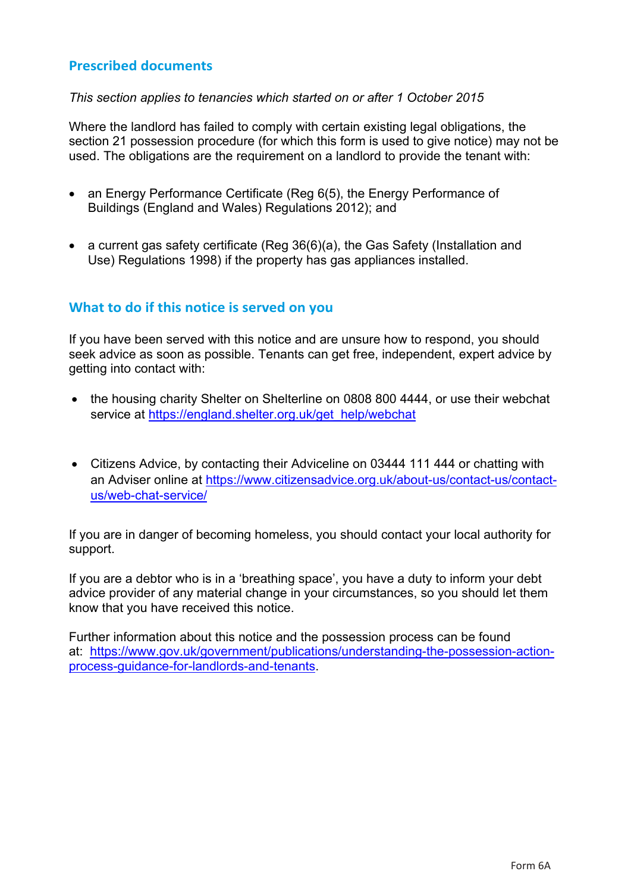## Prescribed documents

*This section applies to tenancies which started on or after 1 October 2015*

Where the landlord has failed to comply with certain existing legal obligations, the section 21 possession procedure (for which this form is used to give notice) may not be used. The obligations are the requirement on a landlord to provide the tenant with:

- an Energy Performance Certificate (Reg 6(5), the Energy Performance of Buildings (England and Wales) Regulations 2012); and
- a current gas safety certificate (Reg 36(6)(a), the Gas Safety (Installation and Use) Regulations 1998) if the property has gas appliances installed.

## What to do if this notice is served on you

If you have been served with this notice and are unsure how to respond, you should seek advice as soon as possible. Tenants can get free, independent, expert advice by getting into contact with:

- the housing charity Shelter on Shelterline on 0808 800 4444, or use their webchat service at https://england.shelter.org.uk/get_help/webchat
- Citizens Advice, by contacting their Adviceline on 03444 111 444 or chatting with an Adviser online at https://www.citizensadvice.org.uk/about-us/contact-us/contact-us/web-chat-service/

If you are in danger of becoming homeless, you should contact your local authority for support.

If you are a debtor who is in a 'breathing space', you have a duty to inform your debt advice provider of any material change in your circumstances, so you should let them know that you have received this notice.

Further information about this notice and the possession process can be found at: https://www.gov.uk/government/publications/understanding-the-possession-action-process-guidance-for-landlords-and-tenants.

Form 6A